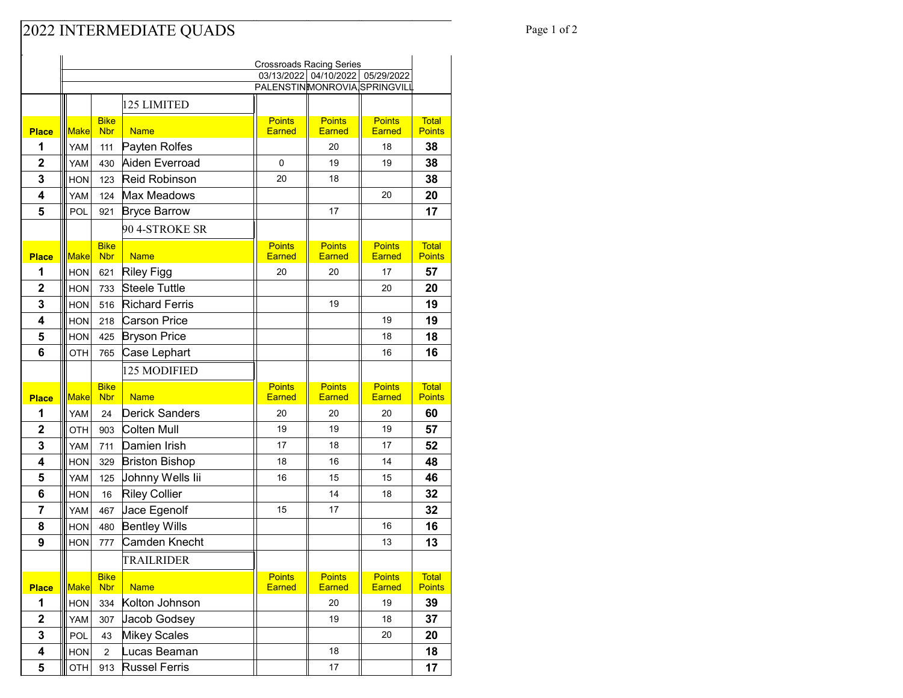# 2022 INTERMEDIATE QUADS

Crossroads Racing Series

| | | | | 03/13/2022 | 04/10/2022 | 05/29/2022 | |
|---|---|---|---|---|---|---|---|
| | | | | PALENSTIN | MONROVIA | SPRINGVILL | |

## 125 LIMITED

| Place | Make | Bike Nbr | Name | Points Earned | Points Earned | Points Earned | Total Points |
|---|---|---|---|---|---|---|---|
| 1 | YAM | 111 | Payten Rolfes | | 20 | 18 | 38 |
| 2 | YAM | 430 | Aiden Everroad | 0 | 19 | 19 | 38 |
| 3 | HON | 123 | Reid Robinson | 20 | 18 | | 38 |
| 4 | YAM | 124 | Max Meadows | | | 20 | 20 |
| 5 | POL | 921 | Bryce Barrow | | 17 | | 17 |

## 90 4-STROKE SR

| Place | Make | Bike Nbr | Name | Points Earned | Points Earned | Points Earned | Total Points |
|---|---|---|---|---|---|---|---|
| 1 | HON | 621 | Riley Figg | 20 | 20 | 17 | 57 |
| 2 | HON | 733 | Steele Tuttle | | | 20 | 20 |
| 3 | HON | 516 | Richard Ferris | | 19 | | 19 |
| 4 | HON | 218 | Carson Price | | | 19 | 19 |
| 5 | HON | 425 | Bryson Price | | | 18 | 18 |
| 6 | OTH | 765 | Case Lephart | | | 16 | 16 |

## 125 MODIFIED

| Place | Make | Bike Nbr | Name | Points Earned | Points Earned | Points Earned | Total Points |
|---|---|---|---|---|---|---|---|
| 1 | YAM | 24 | Derick Sanders | 20 | 20 | 20 | 60 |
| 2 | OTH | 903 | Colten Mull | 19 | 19 | 19 | 57 |
| 3 | YAM | 711 | Damien Irish | 17 | 18 | 17 | 52 |
| 4 | HON | 329 | Briston Bishop | 18 | 16 | 14 | 48 |
| 5 | YAM | 125 | Johnny Wells Iii | 16 | 15 | 15 | 46 |
| 6 | HON | 16 | Riley Collier | | 14 | 18 | 32 |
| 7 | YAM | 467 | Jace Egenolf | 15 | 17 | | 32 |
| 8 | HON | 480 | Bentley Wills | | | 16 | 16 |
| 9 | HON | 777 | Camden Knecht | | | 13 | 13 |

## TRAILRIDER

| Place | Make | Bike Nbr | Name | Points Earned | Points Earned | Points Earned | Total Points |
|---|---|---|---|---|---|---|---|
| 1 | HON | 334 | Kolton Johnson | | 20 | 19 | 39 |
| 2 | YAM | 307 | Jacob Godsey | | 19 | 18 | 37 |
| 3 | POL | 43 | Mikey Scales | | | 20 | 20 |
| 4 | HON | 2 | Lucas Beaman | | 18 | | 18 |
| 5 | OTH | 913 | Russel Ferris | | 17 | | 17 |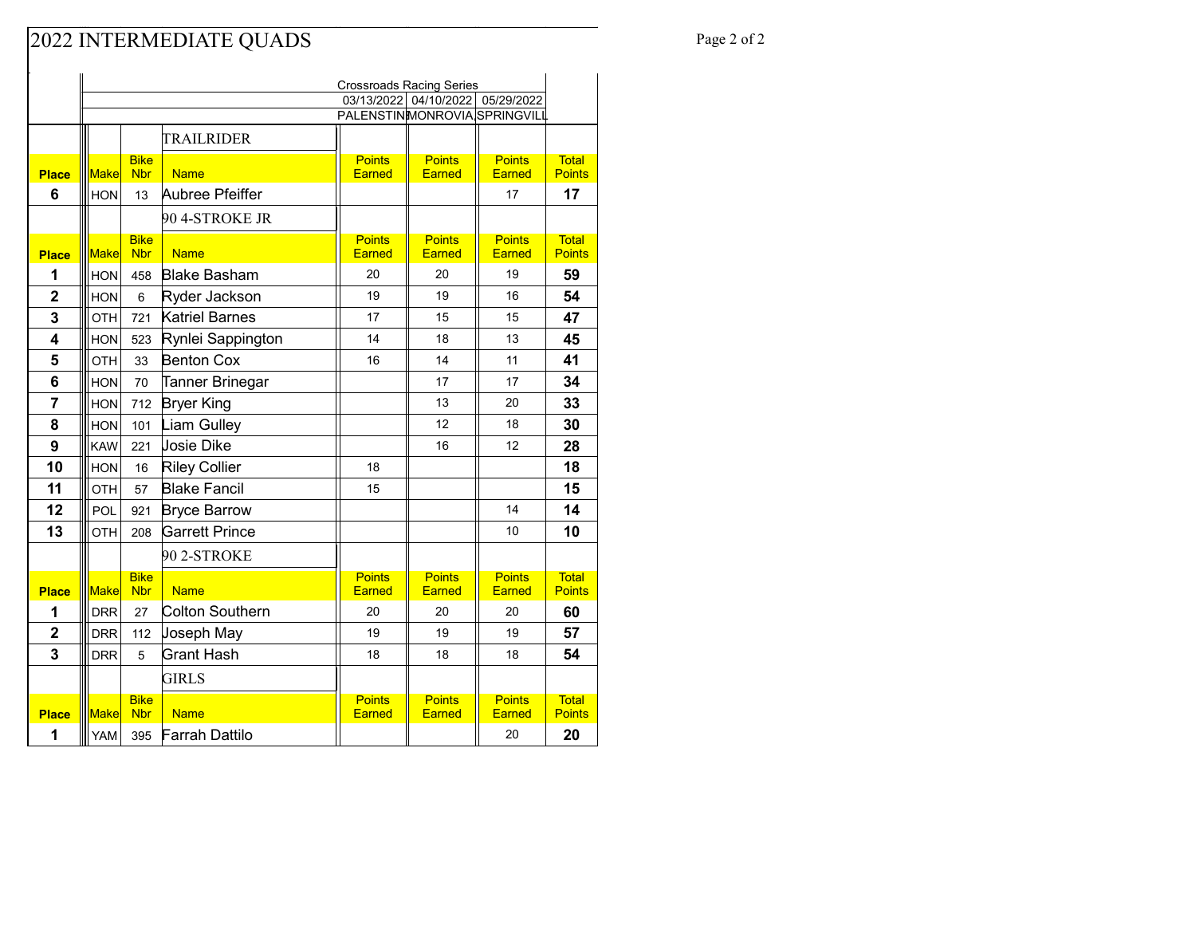# 2022 INTERMEDIATE QUADS

| | | | | Crossroads Racing Series | | | |
|---|---|---|---|---|---|---|---|
| | | | | 03/13/2022 | 04/10/2022 | 05/29/2022 | |
| | | | | PALENSTIN | MONROVIA | SPRINGVILL | |
| | | | TRAILRIDER | | | | |
| Place | Make | Bike Nbr | Name | Points Earned | Points Earned | Points Earned | Total Points |
| 6 | HON | 13 | Aubree Pfeiffer | | | 17 | 17 |
| | | | 90 4-STROKE JR | | | | |
| Place | Make | Bike Nbr | Name | Points Earned | Points Earned | Points Earned | Total Points |
| 1 | HON | 458 | Blake Basham | 20 | 20 | 19 | 59 |
| 2 | HON | 6 | Ryder Jackson | 19 | 19 | 16 | 54 |
| 3 | OTH | 721 | Katriel Barnes | 17 | 15 | 15 | 47 |
| 4 | HON | 523 | Rynlei Sappington | 14 | 18 | 13 | 45 |
| 5 | OTH | 33 | Benton Cox | 16 | 14 | 11 | 41 |
| 6 | HON | 70 | Tanner Brinegar | | 17 | 17 | 34 |
| 7 | HON | 712 | Bryer King | | 13 | 20 | 33 |
| 8 | HON | 101 | Liam Gulley | | 12 | 18 | 30 |
| 9 | KAW | 221 | Josie Dike | | 16 | 12 | 28 |
| 10 | HON | 16 | Riley Collier | 18 | | | 18 |
| 11 | OTH | 57 | Blake Fancil | 15 | | | 15 |
| 12 | POL | 921 | Bryce Barrow | | | 14 | 14 |
| 13 | OTH | 208 | Garrett Prince | | | 10 | 10 |
| | | | 90 2-STROKE | | | | |
| Place | Make | Bike Nbr | Name | Points Earned | Points Earned | Points Earned | Total Points |
| 1 | DRR | 27 | Colton Southern | 20 | 20 | 20 | 60 |
| 2 | DRR | 112 | Joseph May | 19 | 19 | 19 | 57 |
| 3 | DRR | 5 | Grant Hash | 18 | 18 | 18 | 54 |
| | | | GIRLS | | | | |
| Place | Make | Bike Nbr | Name | Points Earned | Points Earned | Points Earned | Total Points |
| 1 | YAM | 395 | Farrah Dattilo | | | 20 | 20 |